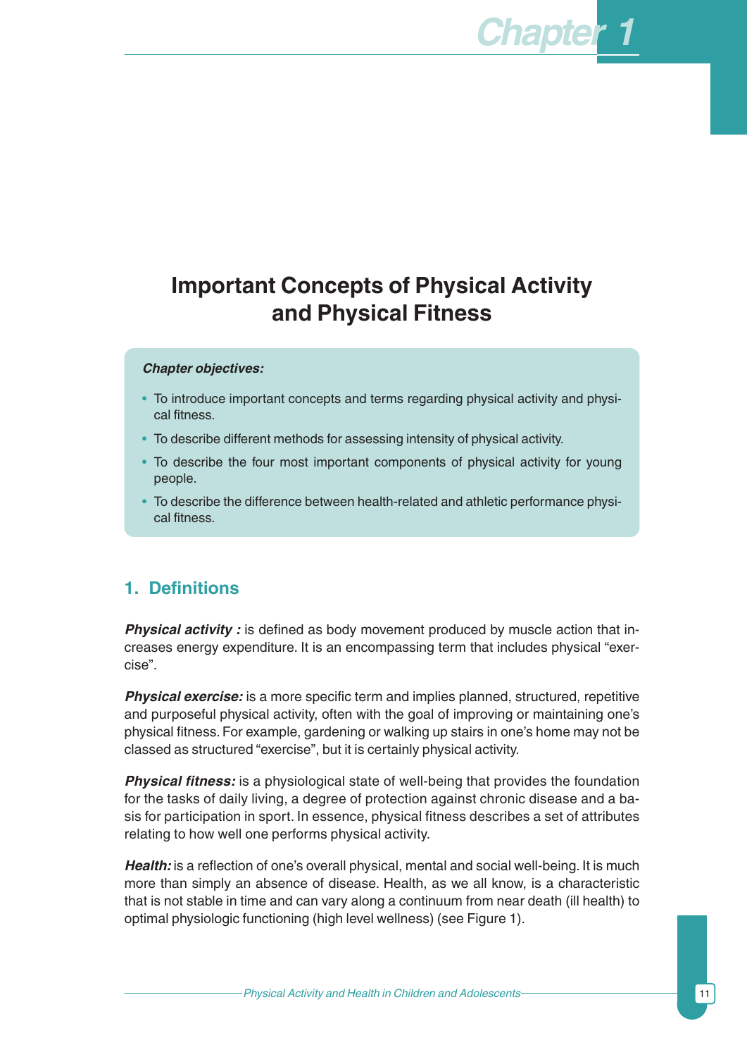Chapter 1

# Important Concepts of Physical Activity and Physical Fitness

***Chapter objectives:***

- To introduce important concepts and terms regarding physical activity and physical fitness.
- To describe different methods for assessing intensity of physical activity.
- To describe the four most important components of physical activity for young people.
- To describe the difference between health-related and athletic performance physical fitness.

## 1. Definitions

***Physical activity :*** is defined as body movement produced by muscle action that increases energy expenditure. It is an encompassing term that includes physical "exercise".

***Physical exercise:*** is a more specific term and implies planned, structured, repetitive and purposeful physical activity, often with the goal of improving or maintaining one's physical fitness. For example, gardening or walking up stairs in one's home may not be classed as structured "exercise", but it is certainly physical activity.

***Physical fitness:*** is a physiological state of well-being that provides the foundation for the tasks of daily living, a degree of protection against chronic disease and a basis for participation in sport. In essence, physical fitness describes a set of attributes relating to how well one performs physical activity.

***Health:*** is a reflection of one's overall physical, mental and social well-being. It is much more than simply an absence of disease. Health, as we all know, is a characteristic that is not stable in time and can vary along a continuum from near death (ill health) to optimal physiologic functioning (high level wellness) (see Figure 1).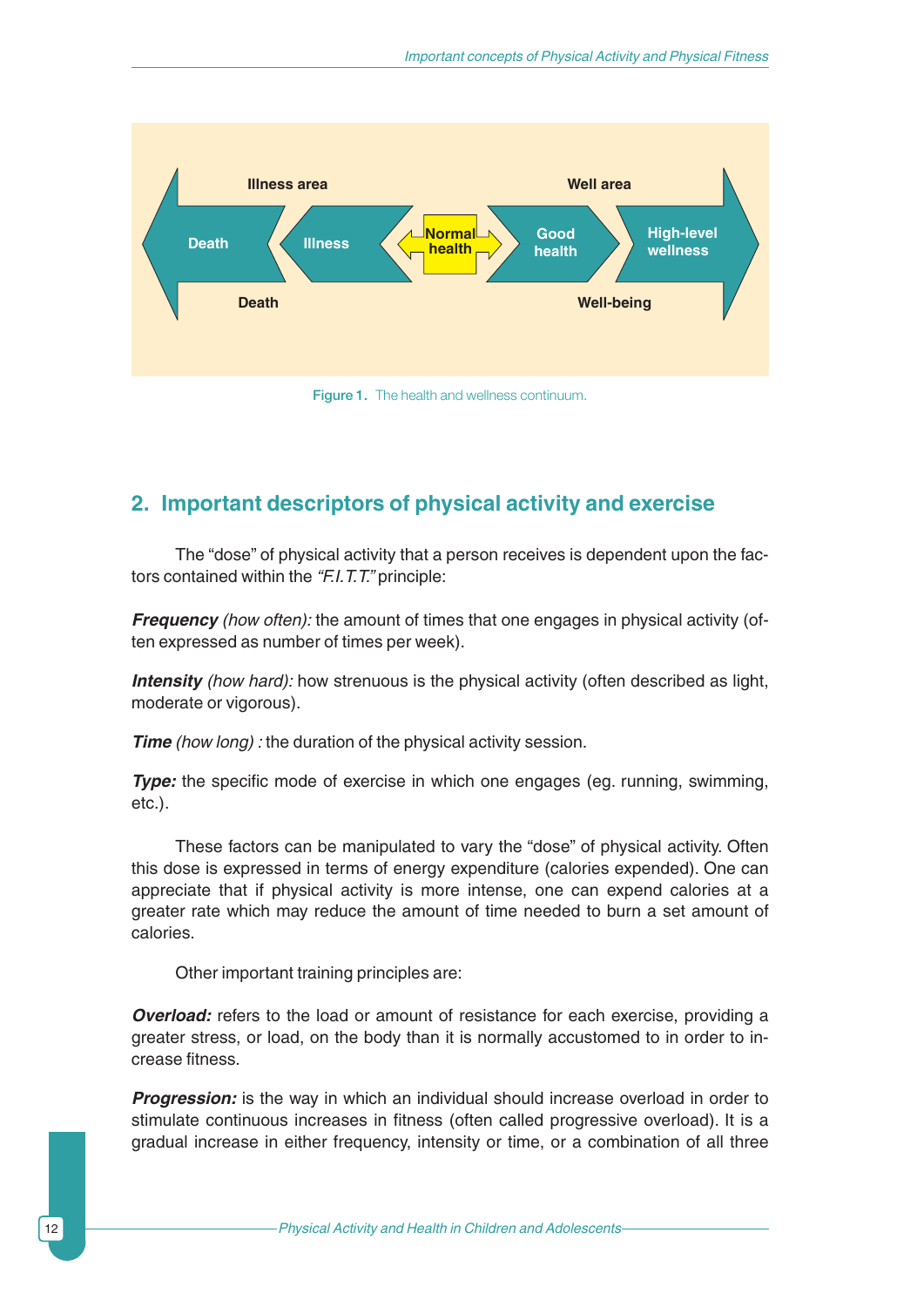Illness area

Well area

Death

Illness

Normal health

Good health

High-level wellness

Death

Well-being

**Figure 1.** The health and wellness continuum.

## 2. Important descriptors of physical activity and exercise

The "dose" of physical activity that a person receives is dependent upon the factors contained within the *"F.I.T.T."* principle:

***Frequency*** *(how often):* the amount of times that one engages in physical activity (often expressed as number of times per week).

***Intensity*** *(how hard):* how strenuous is the physical activity (often described as light, moderate or vigorous).

***Time*** *(how long) :* the duration of the physical activity session.

***Type:*** the specific mode of exercise in which one engages (eg. running, swimming, etc.).

These factors can be manipulated to vary the "dose" of physical activity. Often this dose is expressed in terms of energy expenditure (calories expended). One can appreciate that if physical activity is more intense, one can expend calories at a greater rate which may reduce the amount of time needed to burn a set amount of calories.

Other important training principles are:

***Overload:*** refers to the load or amount of resistance for each exercise, providing a greater stress, or load, on the body than it is normally accustomed to in order to increase fitness.

***Progression:*** is the way in which an individual should increase overload in order to stimulate continuous increases in fitness (often called progressive overload). It is a gradual increase in either frequency, intensity or time, or a combination of all three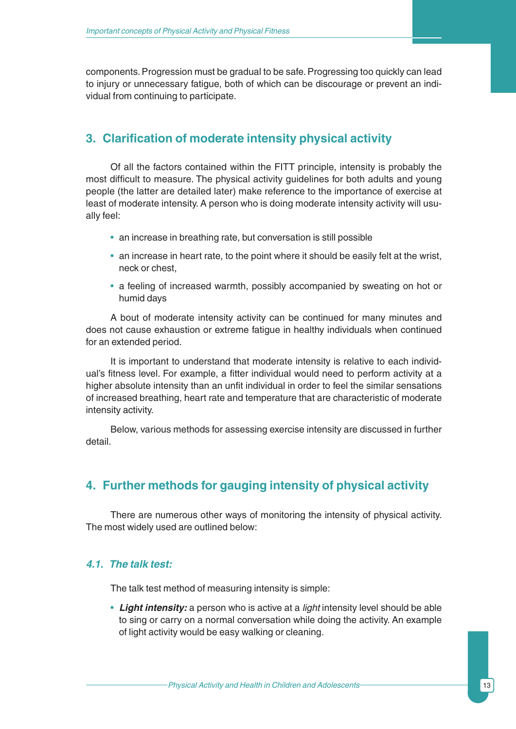components. Progression must be gradual to be safe. Progressing too quickly can lead to injury or unnecessary fatigue, both of which can be discourage or prevent an individual from continuing to participate.

## 3. Clarification of moderate intensity physical activity

Of all the factors contained within the FITT principle, intensity is probably the most difficult to measure. The physical activity guidelines for both adults and young people (the latter are detailed later) make reference to the importance of exercise at least of moderate intensity. A person who is doing moderate intensity activity will usually feel:

- an increase in breathing rate, but conversation is still possible
- an increase in heart rate, to the point where it should be easily felt at the wrist, neck or chest,
- a feeling of increased warmth, possibly accompanied by sweating on hot or humid days

A bout of moderate intensity activity can be continued for many minutes and does not cause exhaustion or extreme fatigue in healthy individuals when continued for an extended period.

It is important to understand that moderate intensity is relative to each individual's fitness level. For example, a fitter individual would need to perform activity at a higher absolute intensity than an unfit individual in order to feel the similar sensations of increased breathing, heart rate and temperature that are characteristic of moderate intensity activity.

Below, various methods for assessing exercise intensity are discussed in further detail.

## 4. Further methods for gauging intensity of physical activity

There are numerous other ways of monitoring the intensity of physical activity. The most widely used are outlined below:

### *4.1. The talk test:*

The talk test method of measuring intensity is simple:

- ***Light intensity:*** a person who is active at a *light* intensity level should be able to sing or carry on a normal conversation while doing the activity. An example of light activity would be easy walking or cleaning.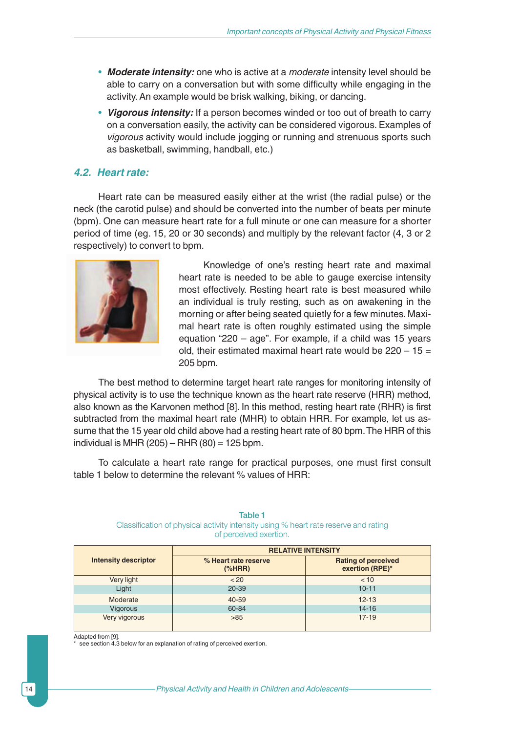- ***Moderate intensity:*** one who is active at a *moderate* intensity level should be able to carry on a conversation but with some difficulty while engaging in the activity. An example would be brisk walking, biking, or dancing.
- ***Vigorous intensity:*** If a person becomes winded or too out of breath to carry on a conversation easily, the activity can be considered vigorous. Examples of *vigorous* activity would include jogging or running and strenuous sports such as basketball, swimming, handball, etc.)

### *4.2. Heart rate:*

Heart rate can be measured easily either at the wrist (the radial pulse) or the neck (the carotid pulse) and should be converted into the number of beats per minute (bpm). One can measure heart rate for a full minute or one can measure for a shorter period of time (eg. 15, 20 or 30 seconds) and multiply by the relevant factor (4, 3 or 2 respectively) to convert to bpm.

Knowledge of one's resting heart rate and maximal heart rate is needed to be able to gauge exercise intensity most effectively. Resting heart rate is best measured while an individual is truly resting, such as on awakening in the morning or after being seated quietly for a few minutes. Maximal heart rate is often roughly estimated using the simple equation "220 – age". For example, if a child was 15 years old, their estimated maximal heart rate would be 220 – 15 = 205 bpm.

The best method to determine target heart rate ranges for monitoring intensity of physical activity is to use the technique known as the heart rate reserve (HRR) method, also known as the Karvonen method [8]. In this method, resting heart rate (RHR) is first subtracted from the maximal heart rate (MHR) to obtain HRR. For example, let us assume that the 15 year old child above had a resting heart rate of 80 bpm. The HRR of this individual is MHR (205) – RHR (80) = 125 bpm.

To calculate a heart rate range for practical purposes, one must first consult table 1 below to determine the relevant % values of HRR:

**Table 1**
Classification of physical activity intensity using % heart rate reserve and rating of perceived exertion.

| Intensity descriptor | RELATIVE INTENSITY | |
|---|---|---|
| | % Heart rate reserve (%HRR) | Rating of perceived exertion (RPE)* |
| Very light | < 20 | < 10 |
| Light | 20-39 | 10-11 |
| Moderate | 40-59 | 12-13 |
| Vigorous | 60-84 | 14-16 |
| Very vigorous | >85 | 17-19 |

Adapted from [9].
\* see section 4.3 below for an explanation of rating of perceived exertion.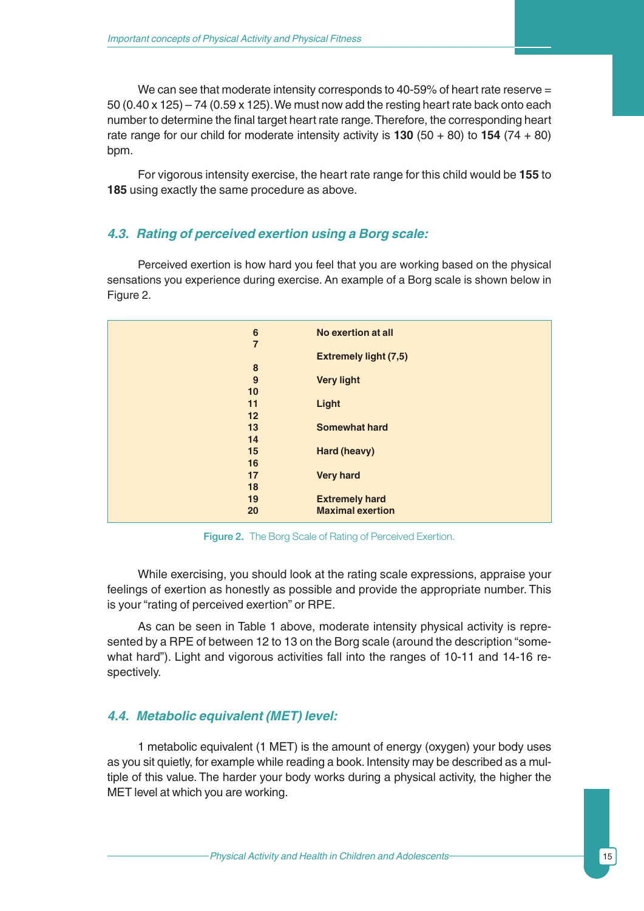We can see that moderate intensity corresponds to 40-59% of heart rate reserve = 50 (0.40 x 125) – 74 (0.59 x 125). We must now add the resting heart rate back onto each number to determine the final target heart rate range. Therefore, the corresponding heart rate range for our child for moderate intensity activity is **130** (50 + 80) to **154** (74 + 80) bpm.

For vigorous intensity exercise, the heart rate range for this child would be **155** to **185** using exactly the same procedure as above.

### *4.3. Rating of perceived exertion using a Borg scale:*

Perceived exertion is how hard you feel that you are working based on the physical sensations you experience during exercise. An example of a Borg scale is shown below in Figure 2.

| | |
|---|---|
| **6** | **No exertion at all** |
| **7** | |
| | **Extremely light (7,5)** |
| **8** | |
| **9** | **Very light** |
| **10** | |
| **11** | **Light** |
| **12** | |
| **13** | **Somewhat hard** |
| **14** | |
| **15** | **Hard (heavy)** |
| **16** | |
| **17** | **Very hard** |
| **18** | |
| **19** | **Extremely hard** |
| **20** | **Maximal exertion** |

**Figure 2.** The Borg Scale of Rating of Perceived Exertion.

While exercising, you should look at the rating scale expressions, appraise your feelings of exertion as honestly as possible and provide the appropriate number. This is your "rating of perceived exertion" or RPE.

As can be seen in Table 1 above, moderate intensity physical activity is represented by a RPE of between 12 to 13 on the Borg scale (around the description "somewhat hard"). Light and vigorous activities fall into the ranges of 10-11 and 14-16 respectively.

### *4.4. Metabolic equivalent (MET) level:*

1 metabolic equivalent (1 MET) is the amount of energy (oxygen) your body uses as you sit quietly, for example while reading a book. Intensity may be described as a multiple of this value. The harder your body works during a physical activity, the higher the MET level at which you are working.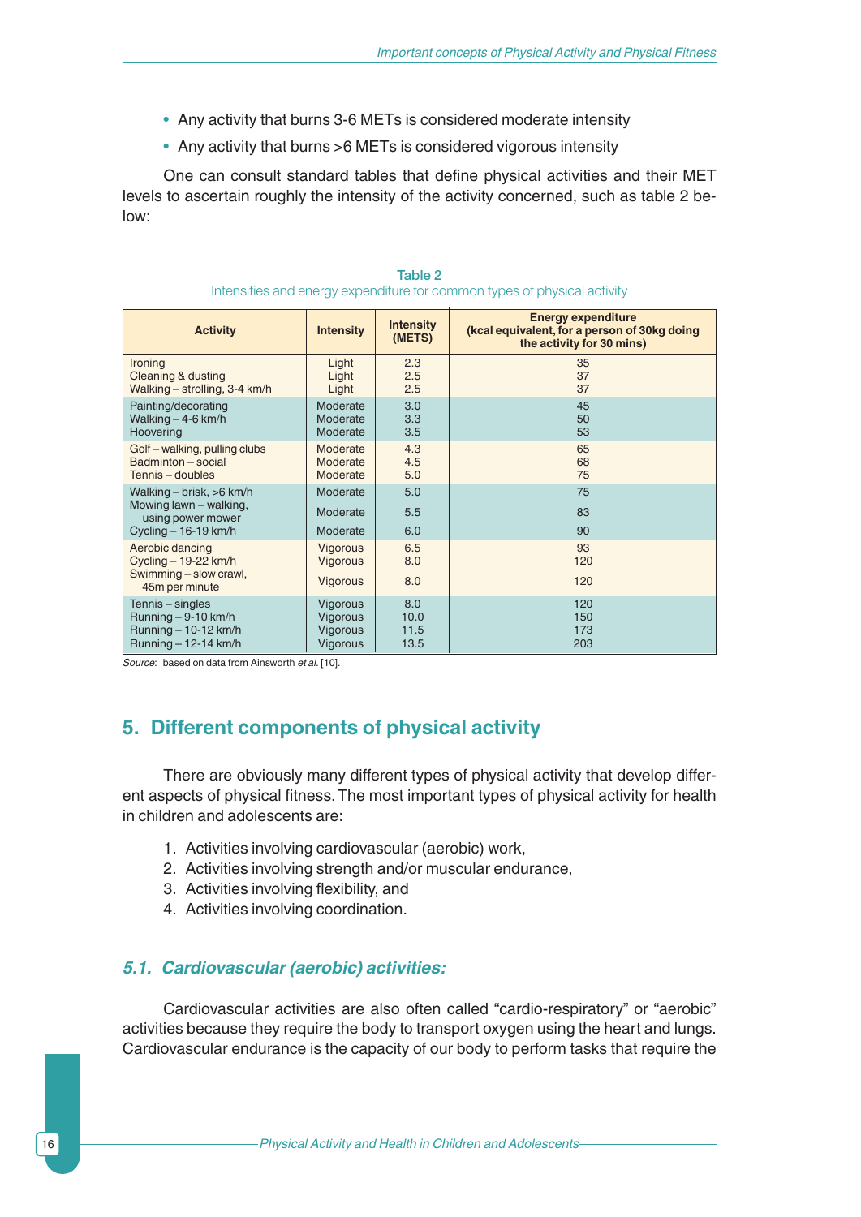- Any activity that burns 3-6 METs is considered moderate intensity
- Any activity that burns >6 METs is considered vigorous intensity

One can consult standard tables that define physical activities and their MET levels to ascertain roughly the intensity of the activity concerned, such as table 2 below:

Table 2

Intensities and energy expenditure for common types of physical activity

| Activity | Intensity | Intensity (METS) | Energy expenditure (kcal equivalent, for a person of 30kg doing the activity for 30 mins) |
|---|---|---|---|
| Ironing | Light | 2.3 | 35 |
| Cleaning & dusting | Light | 2.5 | 37 |
| Walking – strolling, 3-4 km/h | Light | 2.5 | 37 |
| Painting/decorating | Moderate | 3.0 | 45 |
| Walking – 4-6 km/h | Moderate | 3.3 | 50 |
| Hoovering | Moderate | 3.5 | 53 |
| Golf – walking, pulling clubs | Moderate | 4.3 | 65 |
| Badminton – social | Moderate | 4.5 | 68 |
| Tennis – doubles | Moderate | 5.0 | 75 |
| Walking – brisk, >6 km/h | Moderate | 5.0 | 75 |
| Mowing lawn – walking, using power mower | Moderate | 5.5 | 83 |
| Cycling – 16-19 km/h | Moderate | 6.0 | 90 |
| Aerobic dancing | Vigorous | 6.5 | 93 |
| Cycling – 19-22 km/h | Vigorous | 8.0 | 120 |
| Swimming – slow crawl, 45m per minute | Vigorous | 8.0 | 120 |
| Tennis – singles | Vigorous | 8.0 | 120 |
| Running – 9-10 km/h | Vigorous | 10.0 | 150 |
| Running – 10-12 km/h | Vigorous | 11.5 | 173 |
| Running – 12-14 km/h | Vigorous | 13.5 | 203 |

*Source*: based on data from Ainsworth *et al.* [10].

## 5. Different components of physical activity

There are obviously many different types of physical activity that develop different aspects of physical fitness. The most important types of physical activity for health in children and adolescents are:

1. Activities involving cardiovascular (aerobic) work,
2. Activities involving strength and/or muscular endurance,
3. Activities involving flexibility, and
4. Activities involving coordination.

### *5.1. Cardiovascular (aerobic) activities:*

Cardiovascular activities are also often called “cardio-respiratory” or “aerobic” activities because they require the body to transport oxygen using the heart and lungs. Cardiovascular endurance is the capacity of our body to perform tasks that require the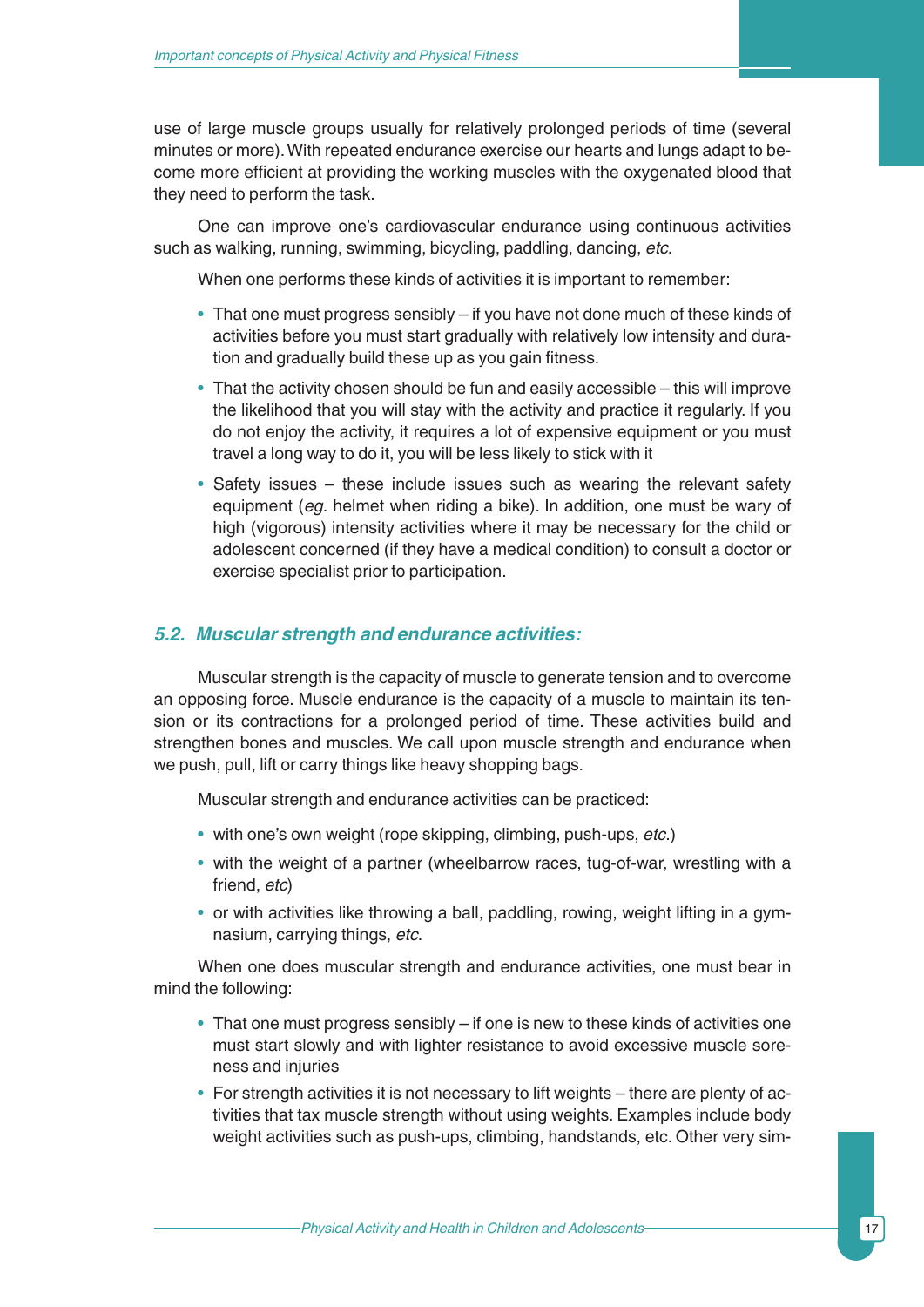use of large muscle groups usually for relatively prolonged periods of time (several minutes or more). With repeated endurance exercise our hearts and lungs adapt to become more efficient at providing the working muscles with the oxygenated blood that they need to perform the task.

One can improve one's cardiovascular endurance using continuous activities such as walking, running, swimming, bicycling, paddling, dancing, *etc*.

When one performs these kinds of activities it is important to remember:

- That one must progress sensibly – if you have not done much of these kinds of activities before you must start gradually with relatively low intensity and duration and gradually build these up as you gain fitness.
- That the activity chosen should be fun and easily accessible – this will improve the likelihood that you will stay with the activity and practice it regularly. If you do not enjoy the activity, it requires a lot of expensive equipment or you must travel a long way to do it, you will be less likely to stick with it
- Safety issues – these include issues such as wearing the relevant safety equipment (*eg.* helmet when riding a bike). In addition, one must be wary of high (vigorous) intensity activities where it may be necessary for the child or adolescent concerned (if they have a medical condition) to consult a doctor or exercise specialist prior to participation.

### 5.2. Muscular strength and endurance activities:

Muscular strength is the capacity of muscle to generate tension and to overcome an opposing force. Muscle endurance is the capacity of a muscle to maintain its tension or its contractions for a prolonged period of time. These activities build and strengthen bones and muscles. We call upon muscle strength and endurance when we push, pull, lift or carry things like heavy shopping bags.

Muscular strength and endurance activities can be practiced:

- with one's own weight (rope skipping, climbing, push-ups, *etc.*)
- with the weight of a partner (wheelbarrow races, tug-of-war, wrestling with a friend, *etc*)
- or with activities like throwing a ball, paddling, rowing, weight lifting in a gymnasium, carrying things, *etc*.

When one does muscular strength and endurance activities, one must bear in mind the following:

- That one must progress sensibly – if one is new to these kinds of activities one must start slowly and with lighter resistance to avoid excessive muscle soreness and injuries
- For strength activities it is not necessary to lift weights – there are plenty of activities that tax muscle strength without using weights. Examples include body weight activities such as push-ups, climbing, handstands, etc. Other very sim-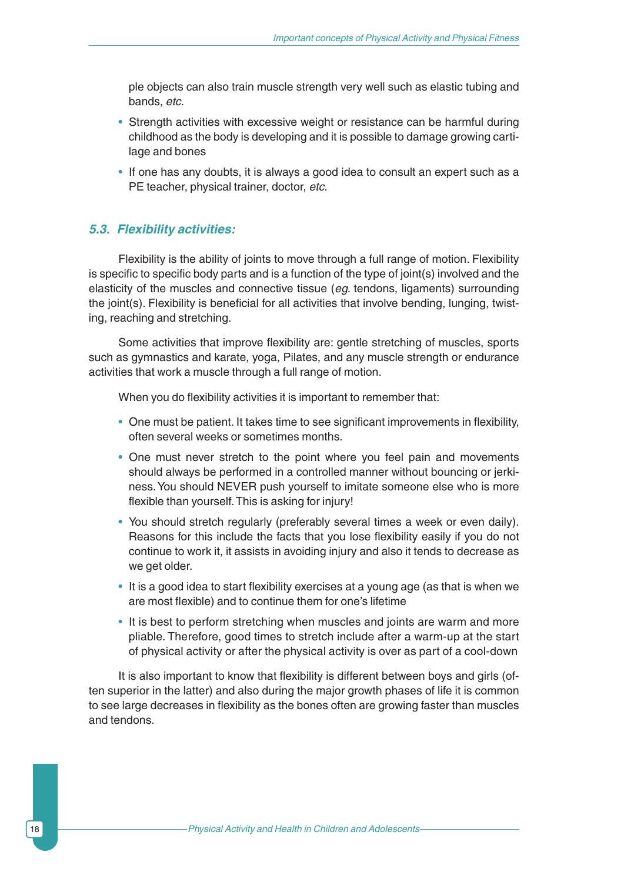ple objects can also train muscle strength very well such as elastic tubing and bands, *etc*.

- Strength activities with excessive weight or resistance can be harmful during childhood as the body is developing and it is possible to damage growing cartilage and bones
- If one has any doubts, it is always a good idea to consult an expert such as a PE teacher, physical trainer, doctor, *etc*.

### *5.3. Flexibility activities:*

Flexibility is the ability of joints to move through a full range of motion. Flexibility is specific to specific body parts and is a function of the type of joint(s) involved and the elasticity of the muscles and connective tissue (*eg*. tendons, ligaments) surrounding the joint(s). Flexibility is beneficial for all activities that involve bending, lunging, twisting, reaching and stretching.

Some activities that improve flexibility are: gentle stretching of muscles, sports such as gymnastics and karate, yoga, Pilates, and any muscle strength or endurance activities that work a muscle through a full range of motion.

When you do flexibility activities it is important to remember that:

- One must be patient. It takes time to see significant improvements in flexibility, often several weeks or sometimes months.
- One must never stretch to the point where you feel pain and movements should always be performed in a controlled manner without bouncing or jerkiness. You should NEVER push yourself to imitate someone else who is more flexible than yourself. This is asking for injury!
- You should stretch regularly (preferably several times a week or even daily). Reasons for this include the facts that you lose flexibility easily if you do not continue to work it, it assists in avoiding injury and also it tends to decrease as we get older.
- It is a good idea to start flexibility exercises at a young age (as that is when we are most flexible) and to continue them for one's lifetime
- It is best to perform stretching when muscles and joints are warm and more pliable. Therefore, good times to stretch include after a warm-up at the start of physical activity or after the physical activity is over as part of a cool-down

It is also important to know that flexibility is different between boys and girls (often superior in the latter) and also during the major growth phases of life it is common to see large decreases in flexibility as the bones often are growing faster than muscles and tendons.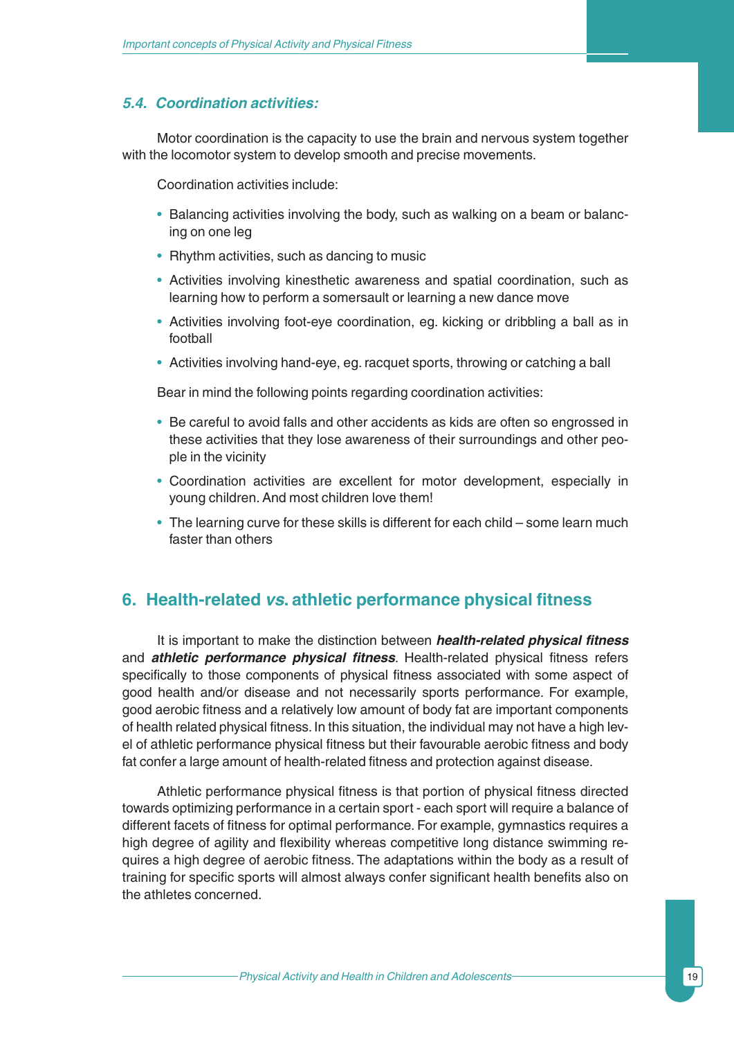### 5.4. Coordination activities:

Motor coordination is the capacity to use the brain and nervous system together with the locomotor system to develop smooth and precise movements.

Coordination activities include:

- Balancing activities involving the body, such as walking on a beam or balancing on one leg
- Rhythm activities, such as dancing to music
- Activities involving kinesthetic awareness and spatial coordination, such as learning how to perform a somersault or learning a new dance move
- Activities involving foot-eye coordination, eg. kicking or dribbling a ball as in football
- Activities involving hand-eye, eg. racquet sports, throwing or catching a ball

Bear in mind the following points regarding coordination activities:

- Be careful to avoid falls and other accidents as kids are often so engrossed in these activities that they lose awareness of their surroundings and other people in the vicinity
- Coordination activities are excellent for motor development, especially in young children. And most children love them!
- The learning curve for these skills is different for each child – some learn much faster than others

## 6. Health-related *vs*. athletic performance physical fitness

It is important to make the distinction between ***health-related physical fitness*** and ***athletic performance physical fitness***. Health-related physical fitness refers specifically to those components of physical fitness associated with some aspect of good health and/or disease and not necessarily sports performance. For example, good aerobic fitness and a relatively low amount of body fat are important components of health related physical fitness. In this situation, the individual may not have a high level of athletic performance physical fitness but their favourable aerobic fitness and body fat confer a large amount of health-related fitness and protection against disease.

Athletic performance physical fitness is that portion of physical fitness directed towards optimizing performance in a certain sport - each sport will require a balance of different facets of fitness for optimal performance. For example, gymnastics requires a high degree of agility and flexibility whereas competitive long distance swimming requires a high degree of aerobic fitness. The adaptations within the body as a result of training for specific sports will almost always confer significant health benefits also on the athletes concerned.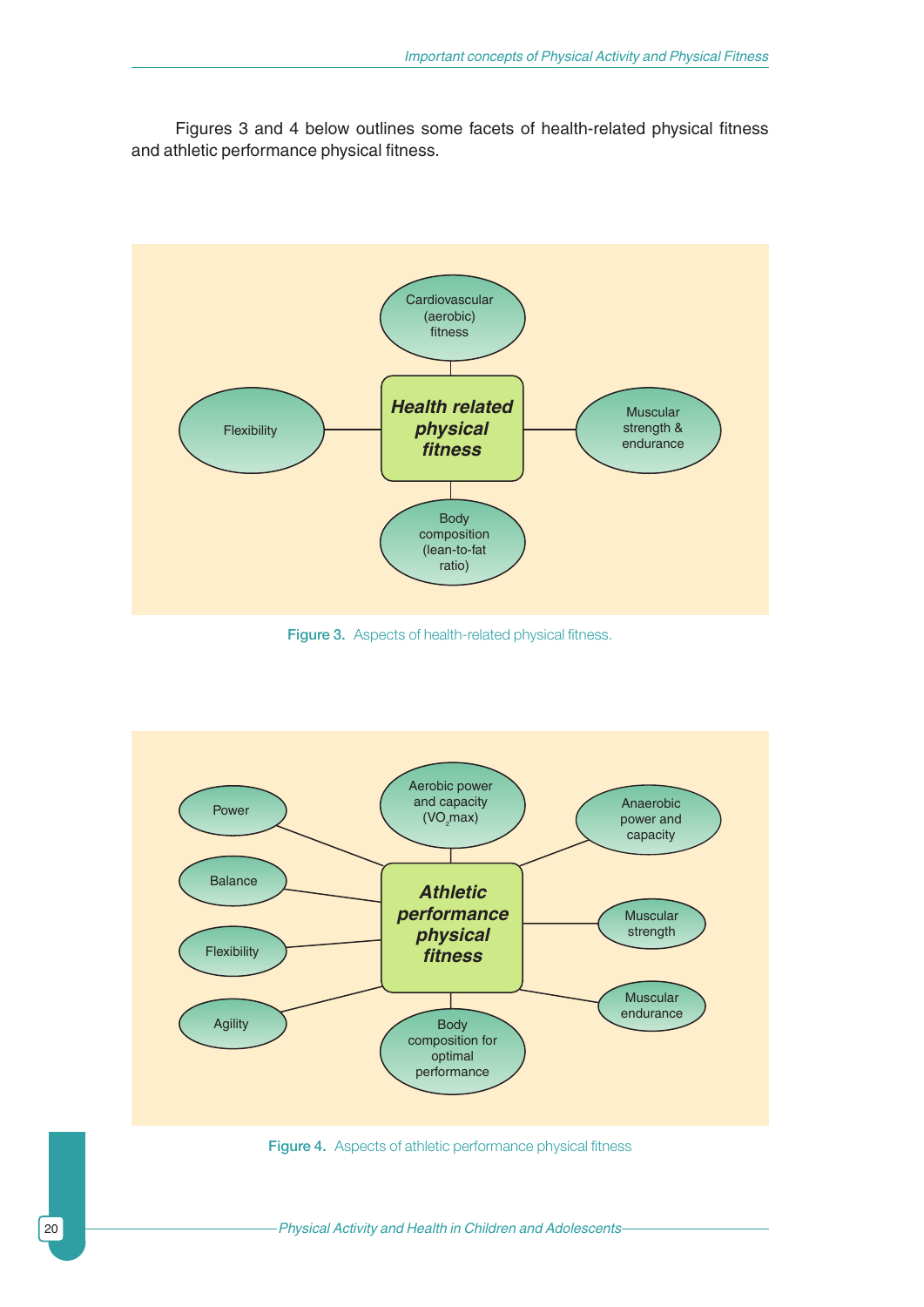Figures 3 and 4 below outlines some facets of health-related physical fitness and athletic performance physical fitness.

**Health related physical fitness**

- Cardiovascular (aerobic) fitness
- Flexibility
- Muscular strength & endurance
- Body composition (lean-to-fat ratio)

Figure 3. Aspects of health-related physical fitness.

**Athletic performance physical fitness**

- Power
- Aerobic power and capacity ($VO_2$max)
- Anaerobic power and capacity
- Balance
- Flexibility
- Muscular strength
- Muscular endurance
- Agility
- Body composition for optimal performance

Figure 4. Aspects of athletic performance physical fitness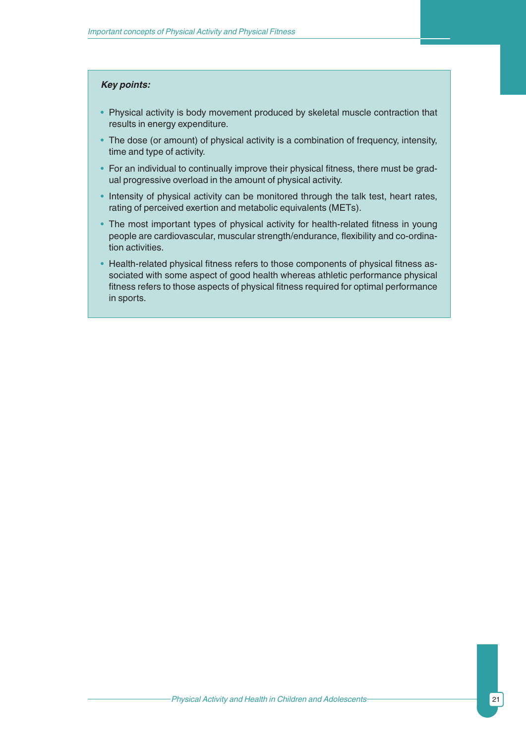***Key points:***

- Physical activity is body movement produced by skeletal muscle contraction that results in energy expenditure.
- The dose (or amount) of physical activity is a combination of frequency, intensity, time and type of activity.
- For an individual to continually improve their physical fitness, there must be gradual progressive overload in the amount of physical activity.
- Intensity of physical activity can be monitored through the talk test, heart rates, rating of perceived exertion and metabolic equivalents (METs).
- The most important types of physical activity for health-related fitness in young people are cardiovascular, muscular strength/endurance, flexibility and co-ordination activities.
- Health-related physical fitness refers to those components of physical fitness associated with some aspect of good health whereas athletic performance physical fitness refers to those aspects of physical fitness required for optimal performance in sports.